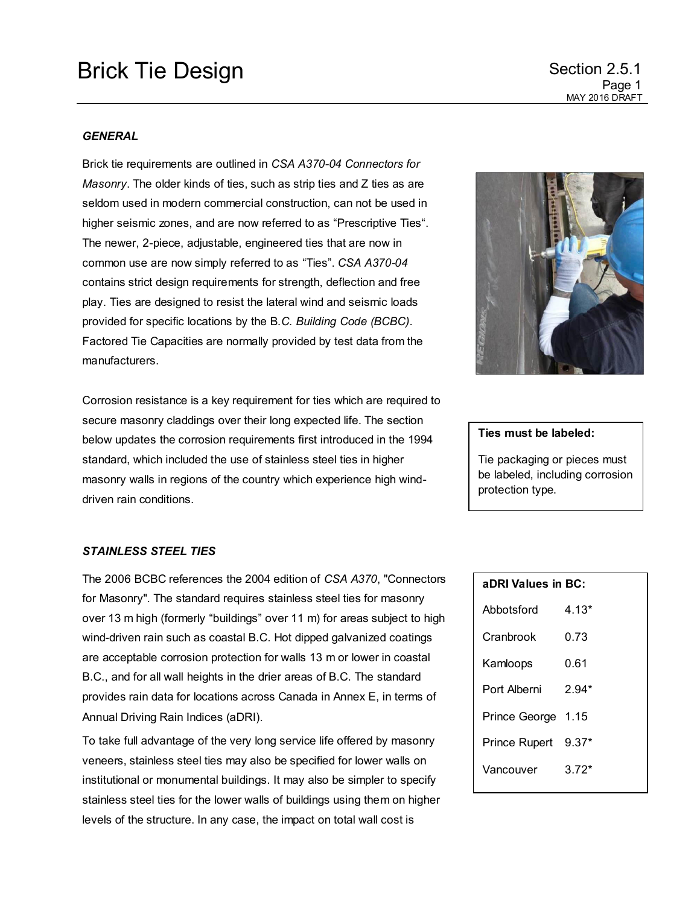# Brick Tie Design

Section 2.5.1

MAY 2016 DRAFT

### *GENERAL*

Brick tie requirements are outlined in *CSA A370-04 Connectors for Masonry*. The older kinds of ties, such as strip ties and Z ties as are seldom used in modern commercial construction, can not be used in higher seismic zones, and are now referred to as "Prescriptive Ties". The newer, 2-piece, adjustable, engineered ties that are now in common use are now simply referred to as "Ties". *CSA A370-04* contains strict design requirements for strength, deflection and free play. Ties are designed to resist the lateral wind and seismic loads provided for specific locations by the B.*C. Building Code (BCBC)*. Factored Tie Capacities are normally provided by test data from the manufacturers.

Corrosion resistance is a key requirement for ties which are required to secure masonry claddings over their long expected life. The section below updates the corrosion requirements first introduced in the 1994 standard, which included the use of stainless steel ties in higher masonry walls in regions of the country which experience high wind-driven rain conditions.

**Ties must be labeled:**

Tie packaging or pieces must be labeled, including corrosion protection type.

### *STAINLESS STEEL TIES*

The 2006 BCBC references the 2004 edition of *CSA A370*, "Connectors for Masonry". The standard requires stainless steel ties for masonry over 13 m high (formerly "buildings" over 11 m) for areas subject to high wind-driven rain such as coastal B.C. Hot dipped galvanized coatings are acceptable corrosion protection for walls 13 m or lower in coastal B.C., and for all wall heights in the drier areas of B.C. The standard provides rain data for locations across Canada in Annex E, in terms of Annual Driving Rain Indices (aDRI).

To take full advantage of the very long service life offered by masonry veneers, stainless steel ties may also be specified for lower walls on institutional or monumental buildings. It may also be simpler to specify stainless steel ties for the lower walls of buildings using them on higher levels of the structure. In any case, the impact on total wall cost is

**aDRI Values in BC:**

| Location | aDRI |
|---|---|
| Abbotsford | 4.13* |
| Cranbrook | 0.73 |
| Kamloops | 0.61 |
| Port Alberni | 2.94* |
| Prince George | 1.15 |
| Prince Rupert | 9.37* |
| Vancouver | 3.72* |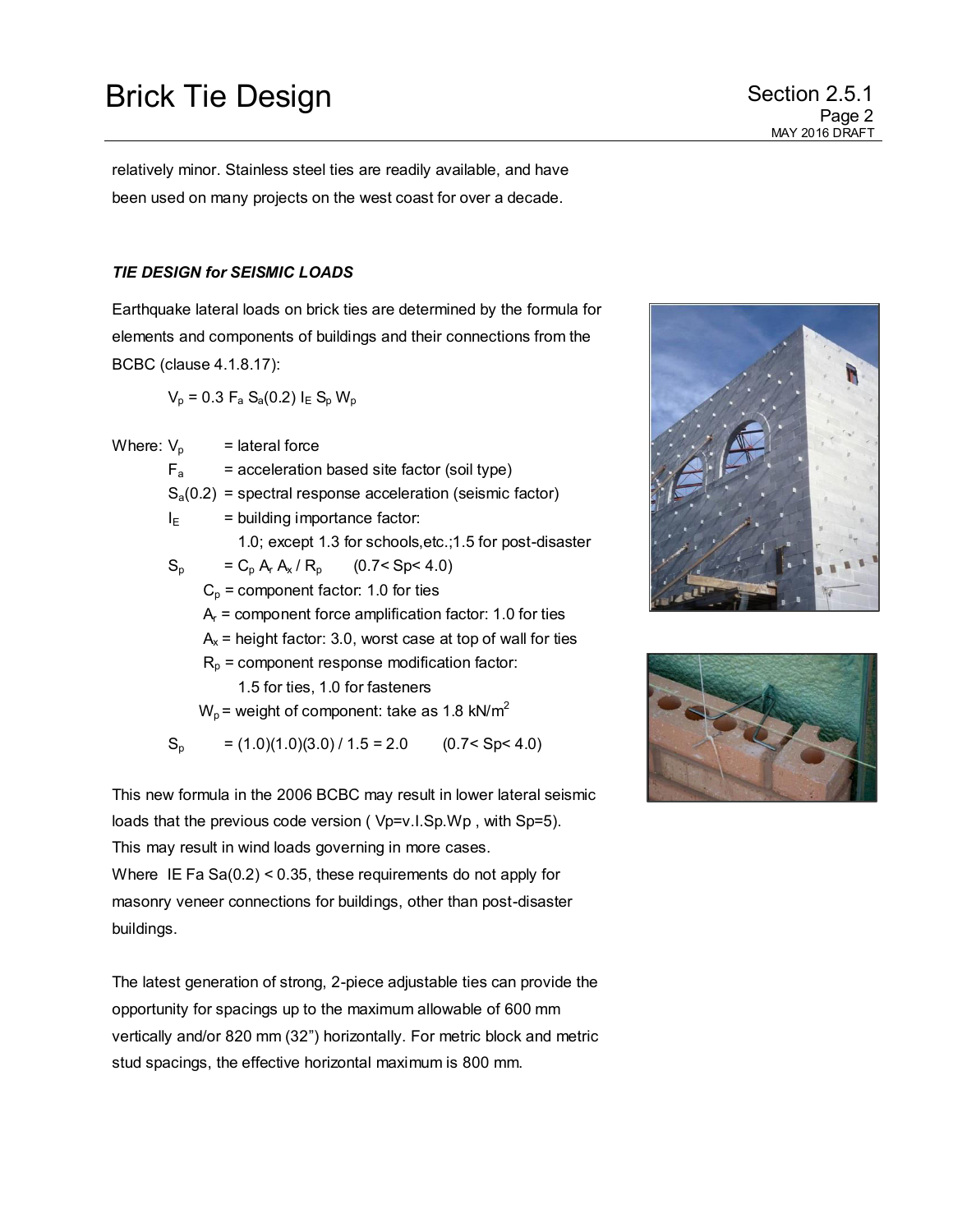relatively minor. Stainless steel ties are readily available, and have been used on many projects on the west coast for over a decade.

### *TIE DESIGN for SEISMIC LOADS*

Earthquake lateral loads on brick ties are determined by the formula for elements and components of buildings and their connections from the BCBC (clause 4.1.8.17):

$$V_p = 0.3\ F_a\ S_a(0.2)\ I_E\ S_p\ W_p$$

Where:
- $V_p$ = lateral force
- $F_a$ = acceleration based site factor (soil type)
- $S_a(0.2)$ = spectral response acceleration (seismic factor)
- $I_E$ = building importance factor: 1.0; except 1.3 for schools,etc.;1.5 for post-disaster
- $S_p = C_p\ A_r\ A_x / R_p$ $(0.7 < S_p < 4.0)$
  - $C_p$ = component factor: 1.0 for ties
  - $A_r$ = component force amplification factor: 1.0 for ties
  - $A_x$ = height factor: 3.0, worst case at top of wall for ties
  - $R_p$ = component response modification factor: 1.5 for ties, 1.0 for fasteners
  - $W_p$ = weight of component: take as 1.8 $kN/m^2$

$$S_p = (1.0)(1.0)(3.0) / 1.5 = 2.0 \qquad (0.7 < S_p < 4.0)$$

This new formula in the 2006 BCBC may result in lower lateral seismic loads that the previous code version ( Vp=v.I.Sp.Wp , with Sp=5). This may result in wind loads governing in more cases.
Where $I_E\ F_a\ S_a(0.2) < 0.35$, these requirements do not apply for masonry veneer connections for buildings, other than post-disaster buildings.

The latest generation of strong, 2-piece adjustable ties can provide the opportunity for spacings up to the maximum allowable of 600 mm vertically and/or 820 mm (32") horizontally. For metric block and metric stud spacings, the effective horizontal maximum is 800 mm.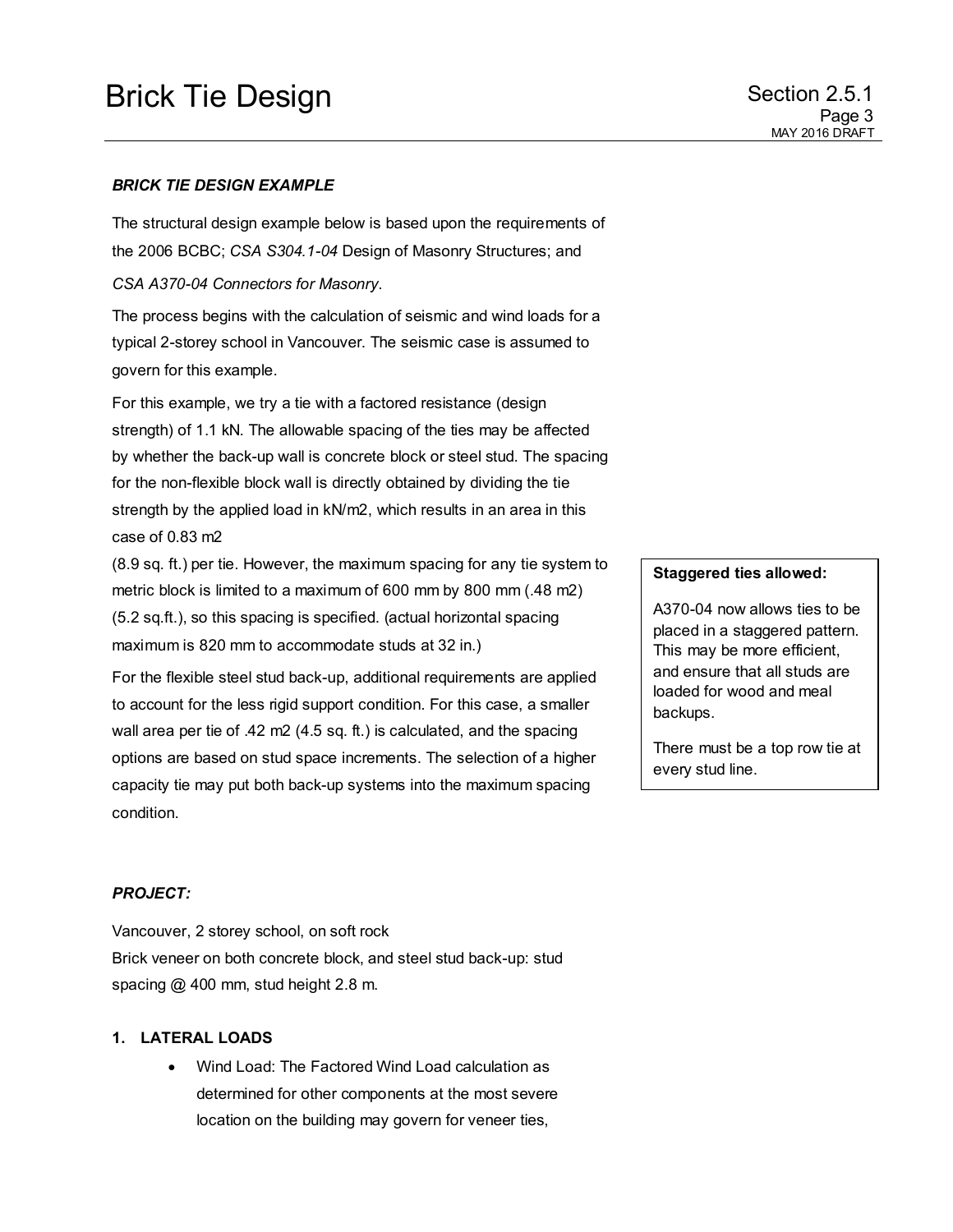***BRICK TIE DESIGN EXAMPLE***

The structural design example below is based upon the requirements of the 2006 BCBC; *CSA S304.1-04* Design of Masonry Structures; and *CSA A370-04 Connectors for Masonry*.

The process begins with the calculation of seismic and wind loads for a typical 2-storey school in Vancouver. The seismic case is assumed to govern for this example.

For this example, we try a tie with a factored resistance (design strength) of 1.1 kN. The allowable spacing of the ties may be affected by whether the back-up wall is concrete block or steel stud. The spacing for the non-flexible block wall is directly obtained by dividing the tie strength by the applied load in kN/m2, which results in an area in this case of 0.83 m2 (8.9 sq. ft.) per tie. However, the maximum spacing for any tie system to metric block is limited to a maximum of 600 mm by 800 mm (.48 m2) (5.2 sq.ft.), so this spacing is specified. (actual horizontal spacing maximum is 820 mm to accommodate studs at 32 in.)

For the flexible steel stud back-up, additional requirements are applied to account for the less rigid support condition. For this case, a smaller wall area per tie of .42 m2 (4.5 sq. ft.) is calculated, and the spacing options are based on stud space increments. The selection of a higher capacity tie may put both back-up systems into the maximum spacing condition.

> **Staggered ties allowed:**
>
> A370-04 now allows ties to be placed in a staggered pattern. This may be more efficient, and ensure that all studs are loaded for wood and meal backups.
>
> There must be a top row tie at every stud line.

***PROJECT:***

Vancouver, 2 storey school, on soft rock
Brick veneer on both concrete block, and steel stud back-up: stud spacing @ 400 mm, stud height 2.8 m.

**1. LATERAL LOADS**

- Wind Load: The Factored Wind Load calculation as determined for other components at the most severe location on the building may govern for veneer ties,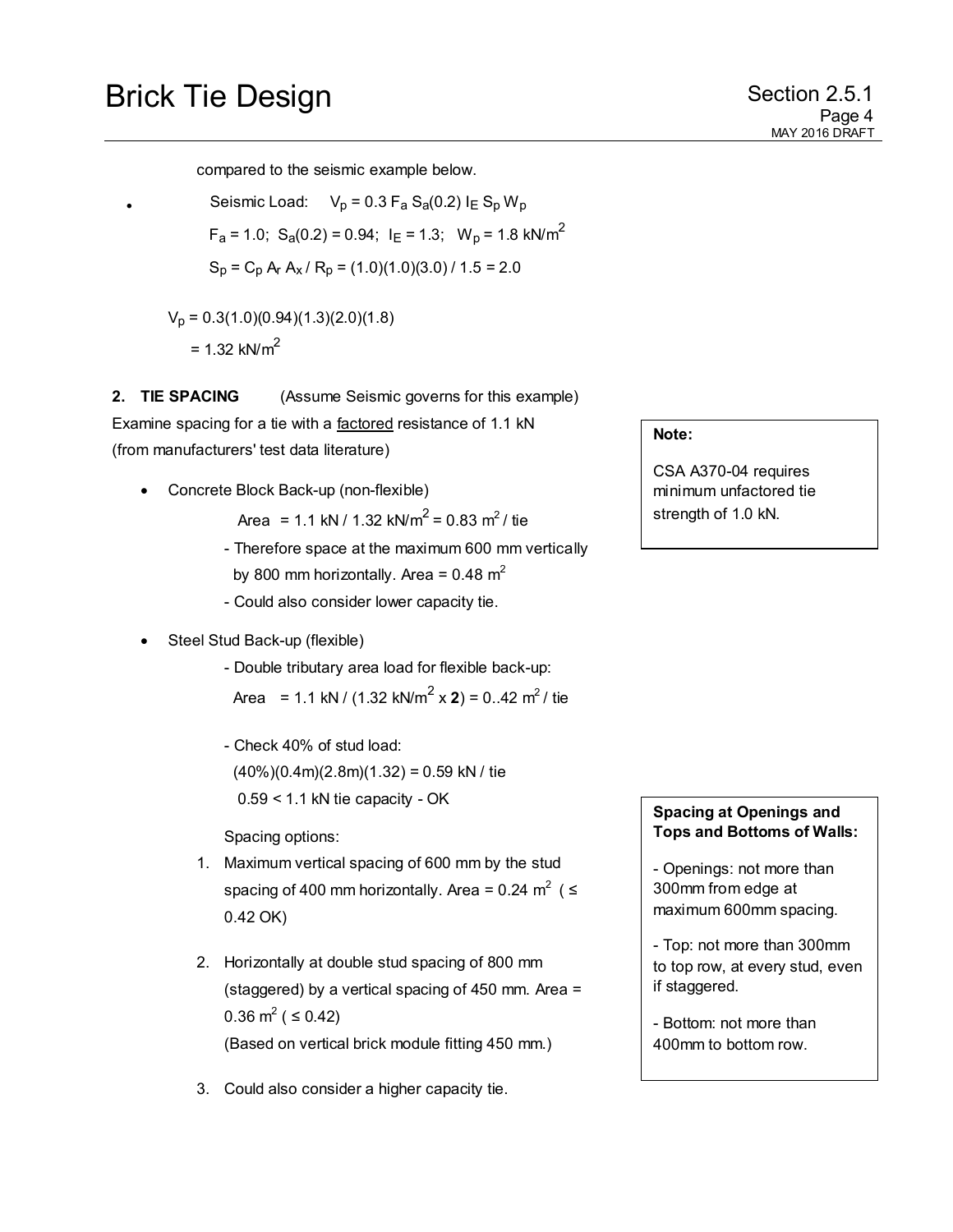compared to the seismic example below.

- Seismic Load: $V_p = 0.3\ F_a\ S_a(0.2)\ I_E\ S_p\ W_p$

  $F_a = 1.0$; $S_a(0.2) = 0.94$; $I_E = 1.3$; $W_p = 1.8\ \text{kN/m}^2$

  $S_p = C_p\ A_r\ A_x\ /\ R_p = (1.0)(1.0)(3.0)\ /\ 1.5 = 2.0$

$V_p = 0.3(1.0)(0.94)(1.3)(2.0)(1.8)$

$= 1.32\ \text{kN/m}^2$

**2. TIE SPACING** (Assume Seismic governs for this example)

Examine spacing for a tie with a factored resistance of 1.1 kN (from manufacturers' test data literature)

- Concrete Block Back-up (non-flexible)

  Area = 1.1 kN / 1.32 kN/m$^2$ = 0.83 m$^2$ / tie

  - Therefore space at the maximum 600 mm vertically by 800 mm horizontally. Area = 0.48 m$^2$
  - Could also consider lower capacity tie.

- Steel Stud Back-up (flexible)

  - Double tributary area load for flexible back-up:

    Area = 1.1 kN / (1.32 kN/m$^2$ x **2**) = 0..42 m$^2$ / tie

  - Check 40% of stud load:

    (40%)(0.4m)(2.8m)(1.32) = 0.59 kN / tie

    0.59 < 1.1 kN tie capacity - OK

  Spacing options:

  1. Maximum vertical spacing of 600 mm by the stud spacing of 400 mm horizontally. Area = 0.24 m$^2$ ( ≤ 0.42 OK)
  2. Horizontally at double stud spacing of 800 mm (staggered) by a vertical spacing of 450 mm. Area = 0.36 m$^2$ ( ≤ 0.42)
     (Based on vertical brick module fitting 450 mm.)
  3. Could also consider a higher capacity tie.

**Note:**

CSA A370-04 requires minimum unfactored tie strength of 1.0 kN.

**Spacing at Openings and Tops and Bottoms of Walls:**

- Openings: not more than 300mm from edge at maximum 600mm spacing.

- Top: not more than 300mm to top row, at every stud, even if staggered.

- Bottom: not more than 400mm to bottom row.